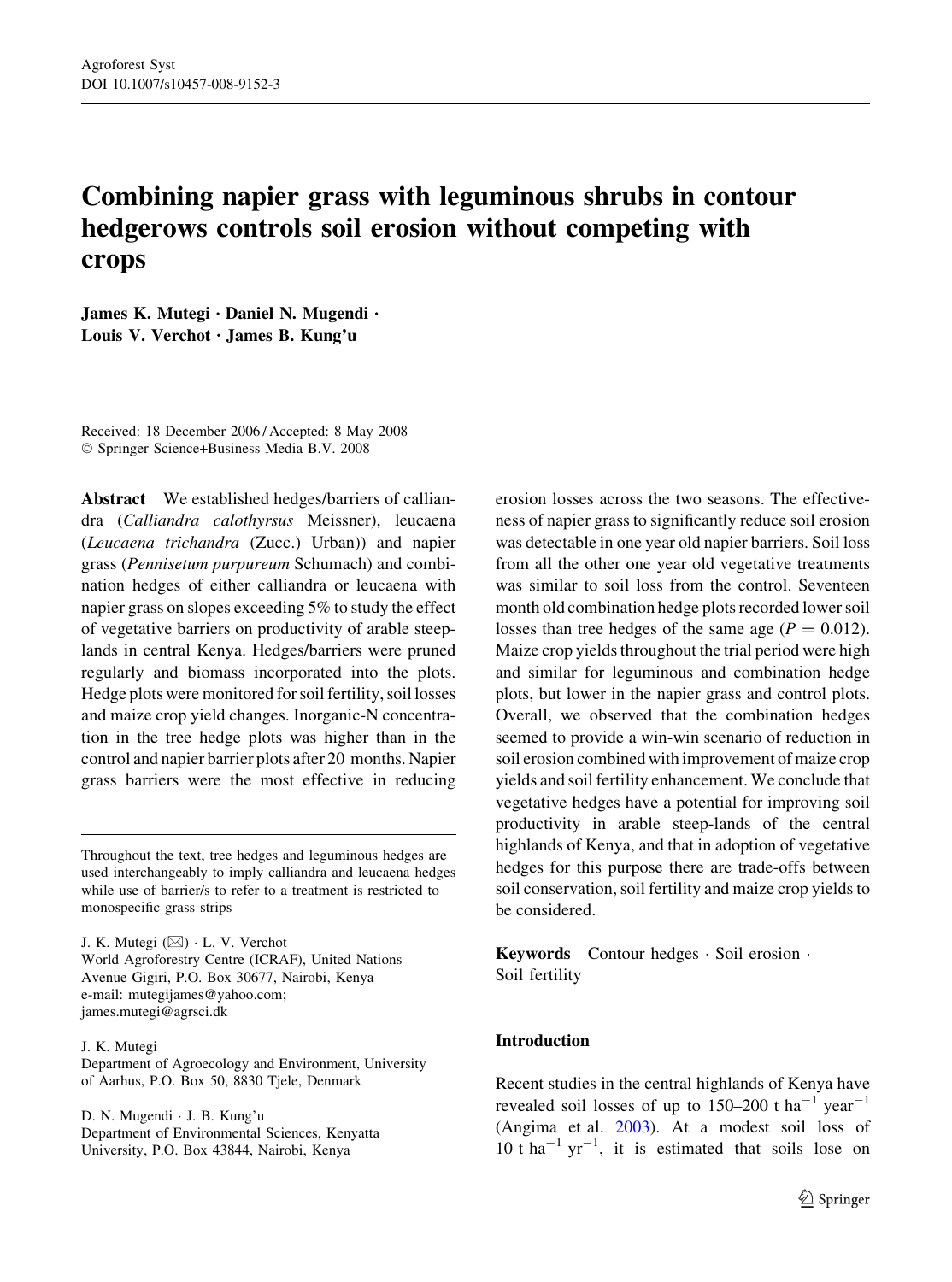Agroforest Syst
DOI 10.1007/s10457-008-9152-3

# Combining napier grass with leguminous shrubs in contour hedgerows controls soil erosion without competing with crops

James K. Mutegi · Daniel N. Mugendi · Louis V. Verchot · James B. Kung'u

Received: 18 December 2006 / Accepted: 8 May 2008
© Springer Science+Business Media B.V. 2008

**Abstract** We established hedges/barriers of calliandra (*Calliandra calothyrsus* Meissner), leucaena (*Leucaena trichandra* (Zucc.) Urban)) and napier grass (*Pennisetum purpureum* Schumach) and combination hedges of either calliandra or leucaena with napier grass on slopes exceeding 5% to study the effect of vegetative barriers on productivity of arable steeplands in central Kenya. Hedges/barriers were pruned regularly and biomass incorporated into the plots. Hedge plots were monitored for soil fertility, soil losses and maize crop yield changes. Inorganic-N concentration in the tree hedge plots was higher than in the control and napier barrier plots after 20 months. Napier grass barriers were the most effective in reducing erosion losses across the two seasons. The effectiveness of napier grass to significantly reduce soil erosion was detectable in one year old napier barriers. Soil loss from all the other one year old vegetative treatments was similar to soil loss from the control. Seventeen month old combination hedge plots recorded lower soil losses than tree hedges of the same age ($P = 0.012$). Maize crop yields throughout the trial period were high and similar for leguminous and combination hedge plots, but lower in the napier grass and control plots. Overall, we observed that the combination hedges seemed to provide a win-win scenario of reduction in soil erosion combined with improvement of maize crop yields and soil fertility enhancement. We conclude that vegetative hedges have a potential for improving soil productivity in arable steep-lands of the central highlands of Kenya, and that in adoption of vegetative hedges for this purpose there are trade-offs between soil conservation, soil fertility and maize crop yields to be considered.

**Keywords** Contour hedges · Soil erosion · Soil fertility

Throughout the text, tree hedges and leguminous hedges are used interchangeably to imply calliandra and leucaena hedges while use of barrier/s to refer to a treatment is restricted to monospecific grass strips

J. K. Mutegi (✉) · L. V. Verchot
World Agroforestry Centre (ICRAF), United Nations Avenue Gigiri, P.O. Box 30677, Nairobi, Kenya
e-mail: mutegijames@yahoo.com; james.mutegi@agrsci.dk

J. K. Mutegi
Department of Agroecology and Environment, University of Aarhus, P.O. Box 50, 8830 Tjele, Denmark

D. N. Mugendi · J. B. Kung'u
Department of Environmental Sciences, Kenyatta University, P.O. Box 43844, Nairobi, Kenya

## Introduction

Recent studies in the central highlands of Kenya have revealed soil losses of up to 150–200 t ha$^{-1}$ year$^{-1}$ (Angima et al. 2003). At a modest soil loss of 10 t ha$^{-1}$ yr$^{-1}$, it is estimated that soils lose on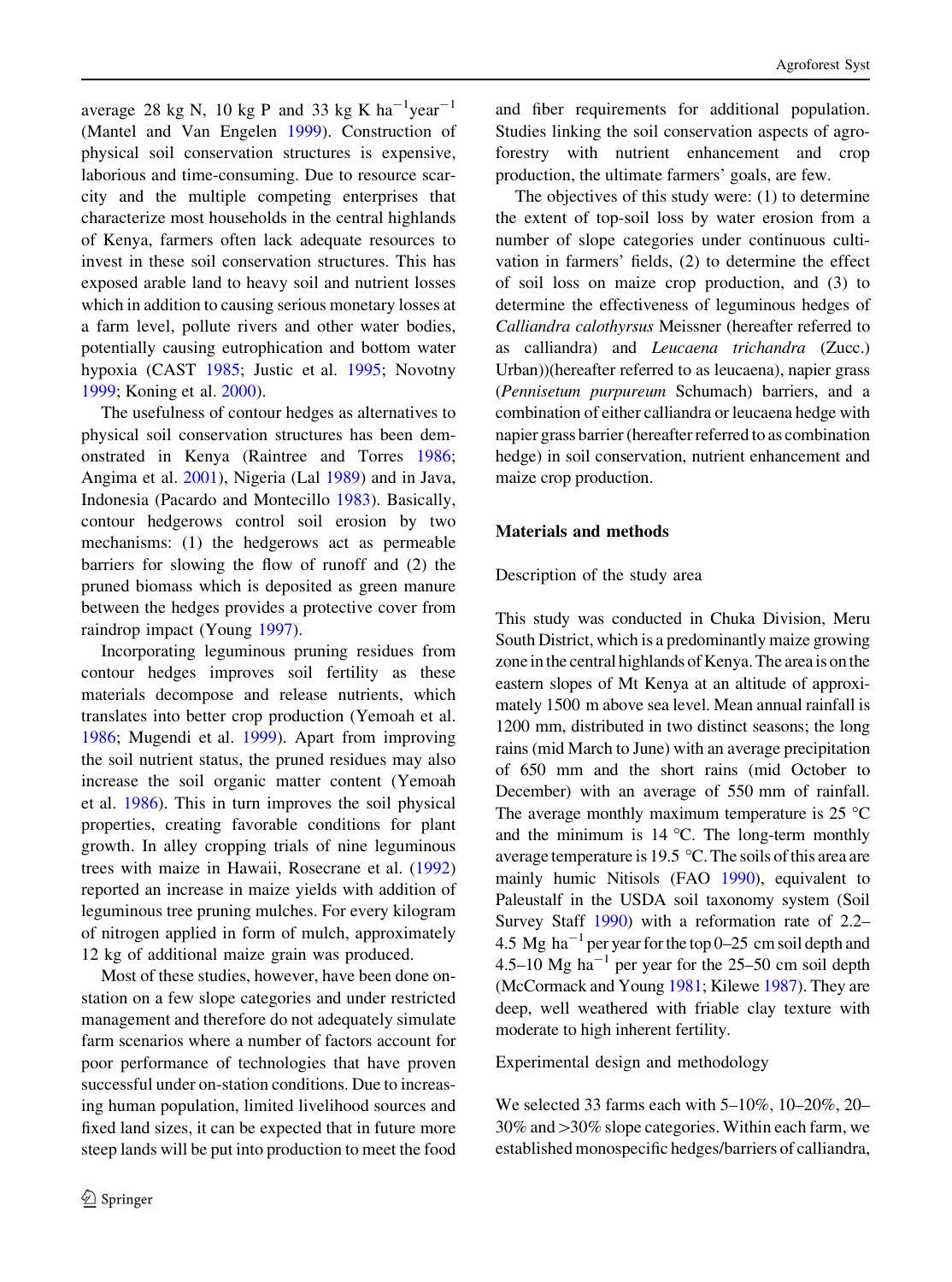average 28 kg N, 10 kg P and 33 kg K $ha^{-1}year^{-1}$ (Mantel and Van Engelen 1999). Construction of physical soil conservation structures is expensive, laborious and time-consuming. Due to resource scarcity and the multiple competing enterprises that characterize most households in the central highlands of Kenya, farmers often lack adequate resources to invest in these soil conservation structures. This has exposed arable land to heavy soil and nutrient losses which in addition to causing serious monetary losses at a farm level, pollute rivers and other water bodies, potentially causing eutrophication and bottom water hypoxia (CAST 1985; Justic et al. 1995; Novotny 1999; Koning et al. 2000).

The usefulness of contour hedges as alternatives to physical soil conservation structures has been demonstrated in Kenya (Raintree and Torres 1986; Angima et al. 2001), Nigeria (Lal 1989) and in Java, Indonesia (Pacardo and Montecillo 1983). Basically, contour hedgerows control soil erosion by two mechanisms: (1) the hedgerows act as permeable barriers for slowing the flow of runoff and (2) the pruned biomass which is deposited as green manure between the hedges provides a protective cover from raindrop impact (Young 1997).

Incorporating leguminous pruning residues from contour hedges improves soil fertility as these materials decompose and release nutrients, which translates into better crop production (Yemoah et al. 1986; Mugendi et al. 1999). Apart from improving the soil nutrient status, the pruned residues may also increase the soil organic matter content (Yemoah et al. 1986). This in turn improves the soil physical properties, creating favorable conditions for plant growth. In alley cropping trials of nine leguminous trees with maize in Hawaii, Rosecrane et al. (1992) reported an increase in maize yields with addition of leguminous tree pruning mulches. For every kilogram of nitrogen applied in form of mulch, approximately 12 kg of additional maize grain was produced.

Most of these studies, however, have been done on-station on a few slope categories and under restricted management and therefore do not adequately simulate farm scenarios where a number of factors account for poor performance of technologies that have proven successful under on-station conditions. Due to increasing human population, limited livelihood sources and fixed land sizes, it can be expected that in future more steep lands will be put into production to meet the food and fiber requirements for additional population. Studies linking the soil conservation aspects of agroforestry with nutrient enhancement and crop production, the ultimate farmers' goals, are few.

The objectives of this study were: (1) to determine the extent of top-soil loss by water erosion from a number of slope categories under continuous cultivation in farmers' fields, (2) to determine the effect of soil loss on maize crop production, and (3) to determine the effectiveness of leguminous hedges of *Calliandra calothyrsus* Meissner (hereafter referred to as calliandra) and *Leucaena trichandra* (Zucc.) Urban))(hereafter referred to as leucaena), napier grass (*Pennisetum purpureum* Schumach) barriers, and a combination of either calliandra or leucaena hedge with napier grass barrier (hereafter referred to as combination hedge) in soil conservation, nutrient enhancement and maize crop production.

## Materials and methods

### Description of the study area

This study was conducted in Chuka Division, Meru South District, which is a predominantly maize growing zone in the central highlands of Kenya. The area is on the eastern slopes of Mt Kenya at an altitude of approximately 1500 m above sea level. Mean annual rainfall is 1200 mm, distributed in two distinct seasons; the long rains (mid March to June) with an average precipitation of 650 mm and the short rains (mid October to December) with an average of 550 mm of rainfall. The average monthly maximum temperature is 25 °C and the minimum is 14 °C. The long-term monthly average temperature is 19.5 °C. The soils of this area are mainly humic Nitisols (FAO 1990), equivalent to Paleustalf in the USDA soil taxonomy system (Soil Survey Staff 1990) with a reformation rate of 2.2–4.5 Mg $ha^{-1}$ per year for the top 0–25 cm soil depth and 4.5–10 Mg $ha^{-1}$ per year for the 25–50 cm soil depth (McCormack and Young 1981; Kilewe 1987). They are deep, well weathered with friable clay texture with moderate to high inherent fertility.

### Experimental design and methodology

We selected 33 farms each with 5–10%, 10–20%, 20–30% and >30% slope categories. Within each farm, we established monospecific hedges/barriers of calliandra,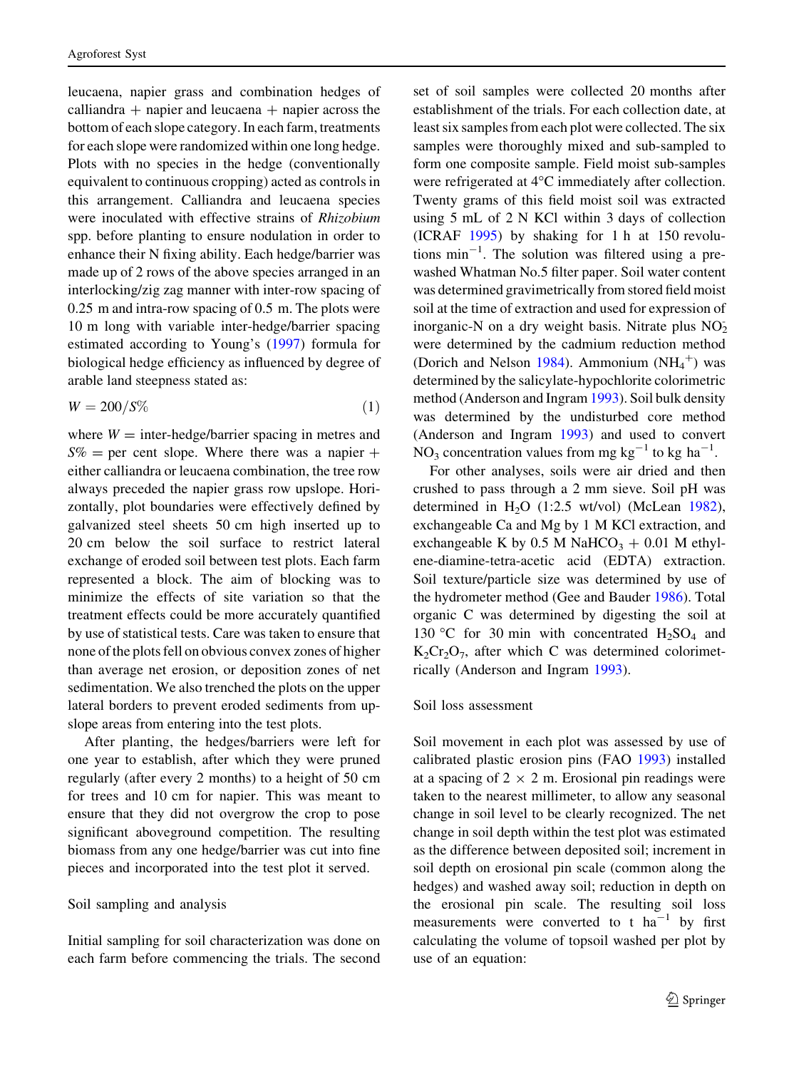leucaena, napier grass and combination hedges of calliandra + napier and leucaena + napier across the bottom of each slope category. In each farm, treatments for each slope were randomized within one long hedge. Plots with no species in the hedge (conventionally equivalent to continuous cropping) acted as controls in this arrangement. Calliandra and leucaena species were inoculated with effective strains of *Rhizobium* spp. before planting to ensure nodulation in order to enhance their N fixing ability. Each hedge/barrier was made up of 2 rows of the above species arranged in an interlocking/zig zag manner with inter-row spacing of 0.25 m and intra-row spacing of 0.5 m. The plots were 10 m long with variable inter-hedge/barrier spacing estimated according to Young's (1997) formula for biological hedge efficiency as influenced by degree of arable land steepness stated as:

$$W = 200/S\% \tag{1}$$

where $W$ = inter-hedge/barrier spacing in metres and $S\%$ = per cent slope. Where there was a napier + either calliandra or leucaena combination, the tree row always preceded the napier grass row upslope. Horizontally, plot boundaries were effectively defined by galvanized steel sheets 50 cm high inserted up to 20 cm below the soil surface to restrict lateral exchange of eroded soil between test plots. Each farm represented a block. The aim of blocking was to minimize the effects of site variation so that the treatment effects could be more accurately quantified by use of statistical tests. Care was taken to ensure that none of the plots fell on obvious convex zones of higher than average net erosion, or deposition zones of net sedimentation. We also trenched the plots on the upper lateral borders to prevent eroded sediments from up-slope areas from entering into the test plots.

After planting, the hedges/barriers were left for one year to establish, after which they were pruned regularly (after every 2 months) to a height of 50 cm for trees and 10 cm for napier. This was meant to ensure that they did not overgrow the crop to pose significant aboveground competition. The resulting biomass from any one hedge/barrier was cut into fine pieces and incorporated into the test plot it served.

### Soil sampling and analysis

Initial sampling for soil characterization was done on each farm before commencing the trials. The second set of soil samples were collected 20 months after establishment of the trials. For each collection date, at least six samples from each plot were collected. The six samples were thoroughly mixed and sub-sampled to form one composite sample. Field moist sub-samples were refrigerated at 4°C immediately after collection. Twenty grams of this field moist soil was extracted using 5 mL of 2 N KCl within 3 days of collection (ICRAF 1995) by shaking for 1 h at 150 revolutions $min^{-1}$. The solution was filtered using a pre-washed Whatman No.5 filter paper. Soil water content was determined gravimetrically from stored field moist soil at the time of extraction and used for expression of inorganic-N on a dry weight basis. Nitrate plus $NO_2^-$ were determined by the cadmium reduction method (Dorich and Nelson 1984). Ammonium ($NH_4^+$) was determined by the salicylate-hypochlorite colorimetric method (Anderson and Ingram 1993). Soil bulk density was determined by the undisturbed core method (Anderson and Ingram 1993) and used to convert $NO_3$ concentration values from mg $kg^{-1}$ to kg $ha^{-1}$.

For other analyses, soils were air dried and then crushed to pass through a 2 mm sieve. Soil pH was determined in $H_2O$ (1:2.5 wt/vol) (McLean 1982), exchangeable Ca and Mg by 1 M KCl extraction, and exchangeable K by 0.5 M $NaHCO_3$ + 0.01 M ethylene-diamine-tetra-acetic acid (EDTA) extraction. Soil texture/particle size was determined by use of the hydrometer method (Gee and Bauder 1986). Total organic C was determined by digesting the soil at 130 °C for 30 min with concentrated $H_2SO_4$ and $K_2Cr_2O_7$, after which C was determined colorimetrically (Anderson and Ingram 1993).

### Soil loss assessment

Soil movement in each plot was assessed by use of calibrated plastic erosion pins (FAO 1993) installed at a spacing of 2 × 2 m. Erosional pin readings were taken to the nearest millimeter, to allow any seasonal change in soil level to be clearly recognized. The net change in soil depth within the test plot was estimated as the difference between deposited soil; increment in soil depth on erosional pin scale (common along the hedges) and washed away soil; reduction in depth on the erosional pin scale. The resulting soil loss measurements were converted to t $ha^{-1}$ by first calculating the volume of topsoil washed per plot by use of an equation: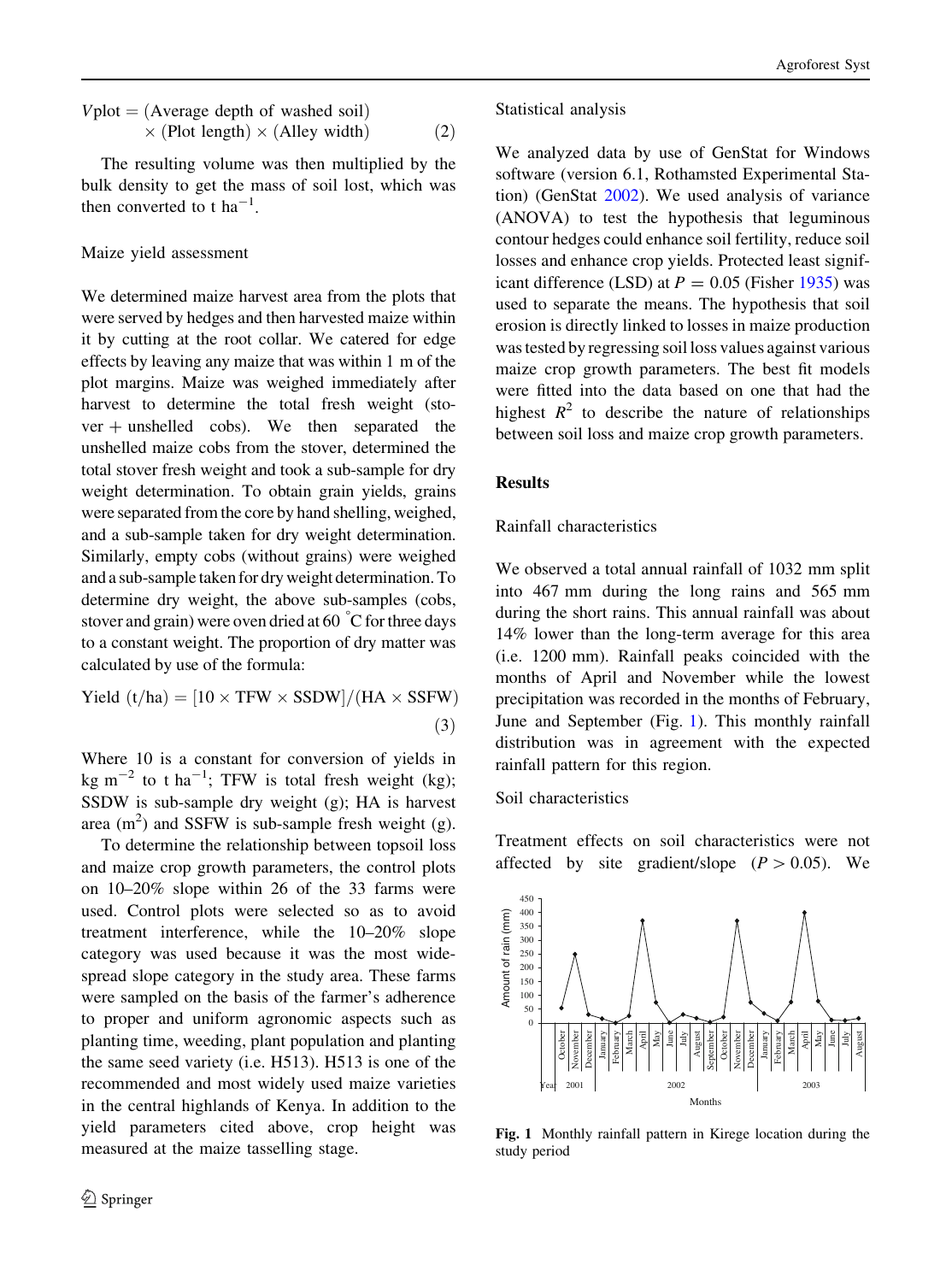$$V\text{plot} = (\text{Average depth of washed soil}) \times (\text{Plot length}) \times (\text{Alley width}) \quad (2)$$

The resulting volume was then multiplied by the bulk density to get the mass of soil lost, which was then converted to t $ha^{-1}$.

### Maize yield assessment

We determined maize harvest area from the plots that were served by hedges and then harvested maize within it by cutting at the root collar. We catered for edge effects by leaving any maize that was within 1 m of the plot margins. Maize was weighed immediately after harvest to determine the total fresh weight (stover + unshelled cobs). We then separated the unshelled maize cobs from the stover, determined the total stover fresh weight and took a sub-sample for dry weight determination. To obtain grain yields, grains were separated from the core by hand shelling, weighed, and a sub-sample taken for dry weight determination. Similarly, empty cobs (without grains) were weighed and a sub-sample taken for dry weight determination. To determine dry weight, the above sub-samples (cobs, stover and grain) were oven dried at 60 °C for three days to a constant weight. The proportion of dry matter was calculated by use of the formula:

$$\text{Yield (t/ha)} = [10 \times \text{TFW} \times \text{SSDW}]/(\text{HA} \times \text{SSFW}) \quad (3)$$

Where 10 is a constant for conversion of yields in kg $m^{-2}$ to t $ha^{-1}$; TFW is total fresh weight (kg); SSDW is sub-sample dry weight (g); HA is harvest area ($m^2$) and SSFW is sub-sample fresh weight (g).

To determine the relationship between topsoil loss and maize crop growth parameters, the control plots on 10–20% slope within 26 of the 33 farms were used. Control plots were selected so as to avoid treatment interference, while the 10–20% slope category was used because it was the most widespread slope category in the study area. These farms were sampled on the basis of the farmer's adherence to proper and uniform agronomic aspects such as planting time, weeding, plant population and planting the same seed variety (i.e. H513). H513 is one of the recommended and most widely used maize varieties in the central highlands of Kenya. In addition to the yield parameters cited above, crop height was measured at the maize tasselling stage.

### Statistical analysis

We analyzed data by use of GenStat for Windows software (version 6.1, Rothamsted Experimental Station) (GenStat 2002). We used analysis of variance (ANOVA) to test the hypothesis that leguminous contour hedges could enhance soil fertility, reduce soil losses and enhance crop yields. Protected least significant difference (LSD) at $P = 0.05$ (Fisher 1935) was used to separate the means. The hypothesis that soil erosion is directly linked to losses in maize production was tested by regressing soil loss values against various maize crop growth parameters. The best fit models were fitted into the data based on one that had the highest $R^2$ to describe the nature of relationships between soil loss and maize crop growth parameters.

## Results

### Rainfall characteristics

We observed a total annual rainfall of 1032 mm split into 467 mm during the long rains and 565 mm during the short rains. This annual rainfall was about 14% lower than the long-term average for this area (i.e. 1200 mm). Rainfall peaks coincided with the months of April and November while the lowest precipitation was recorded in the months of February, June and September (Fig. 1). This monthly rainfall distribution was in agreement with the expected rainfall pattern for this region.

### Soil characteristics

Treatment effects on soil characteristics were not affected by site gradient/slope ($P > 0.05$). We

**Fig. 1** Monthly rainfall pattern in Kirege location during the study period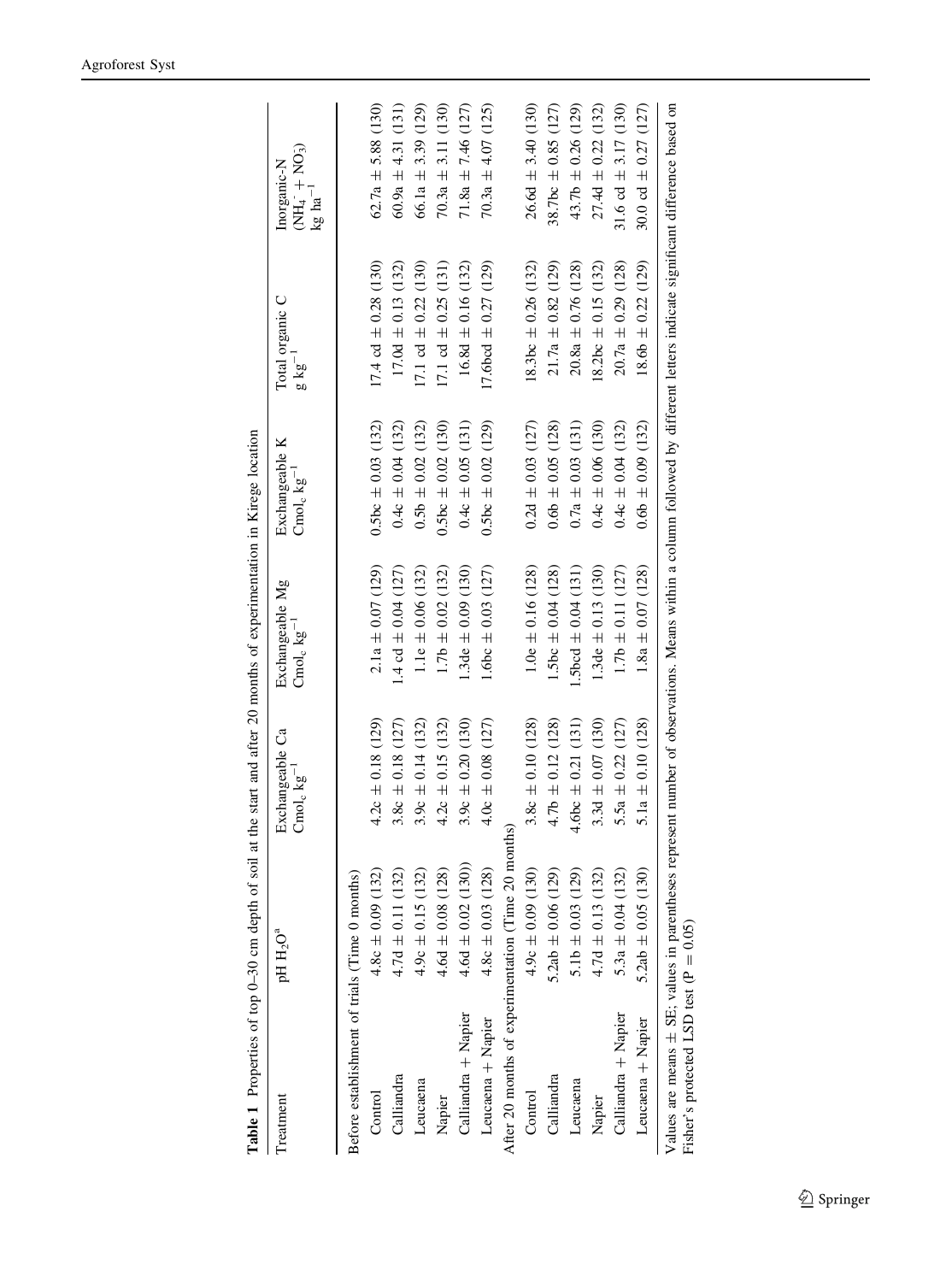**Table 1** Properties of top 0–30 cm depth of soil at the start and after 20 months of experimentation in Kirege location

| Treatment | pH $H_2O$[a] | Exchangeable Ca $Cmol_c\ kg^{-1}$ | Exchangeable Mg $Cmol_c\ kg^{-1}$ | Exchangeable K $Cmol_c\ kg^{-1}$ | Total organic C $g\ kg^{-1}$ | Inorganic-N ($NH_4^{+}$ + $NO_3$) $kg\ ha^{-1}$ |
|---|---|---|---|---|---|---|
| Before establishment of trials (Time 0 months) | | | | | | |
| Control | 4.8c ± 0.09 (132) | 4.2c ± 0.18 (129) | 2.1a ± 0.07 (129) | 0.5bc ± 0.03 (132) | 17.4 cd ± 0.28 (130) | 62.7a ± 5.88 (130) |
| Calliandra | 4.7d ± 0.11 (132) | 3.8c ± 0.18 (127) | 1.4 cd ± 0.04 (127) | 0.4c ± 0.04 (132) | 17.0d ± 0.13 (132) | 60.9a ± 4.31 (131) |
| Leucaena | 4.9c ± 0.15 (132) | 3.9c ± 0.14 (132) | 1.1e ± 0.06 (132) | 0.5b ± 0.02 (132) | 17.1 cd ± 0.22 (130) | 66.1a ± 3.39 (129) |
| Napier | 4.6d ± 0.08 (128) | 4.2c ± 0.15 (132) | 1.7b ± 0.02 (132) | 0.5bc ± 0.02 (130) | 17.1 cd ± 0.25 (131) | 70.3a ± 3.11 (130) |
| Calliandra + Napier | 4.6d ± 0.02 (130)) | 3.9c ± 0.20 (130) | 1.3de ± 0.09 (130) | 0.4c ± 0.05 (131) | 16.8d ± 0.16 (132) | 71.8a ± 7.46 (127) |
| Leucaena + Napier | 4.8c ± 0.03 (128) | 4.0c ± 0.08 (127) | 1.6bc ± 0.03 (127) | 0.5bc ± 0.02 (129) | 17.6bcd ± 0.27 (129) | 70.3a ± 4.07 (125) |
| After 20 months of experimentation (Time 20 months) | | | | | | |
| Control | 4.9c ± 0.09 (130) | 3.8c ± 0.10 (128) | 1.0e ± 0.16 (128) | 0.2d ± 0.03 (127) | 18.3bc ± 0.26 (132) | 26.6d ± 3.40 (130) |
| Calliandra | 5.2ab ± 0.06 (129) | 4.7b ± 0.12 (128) | 1.5bc ± 0.04 (128) | 0.6b ± 0.05 (128) | 21.7a ± 0.82 (129) | 38.7bc ± 0.85 (127) |
| Leucaena | 5.1b ± 0.03 (129) | 4.6bc ± 0.21 (131) | 1.5bcd ± 0.04 (131) | 0.7a ± 0.03 (131) | 20.8a ± 0.76 (128) | 43.7b ± 0.26 (129) |
| Napier | 4.7d ± 0.13 (132) | 3.3d ± 0.07 (130) | 1.3de ± 0.13 (130) | 0.4c ± 0.06 (130) | 18.2bc ± 0.15 (132) | 27.4d ± 0.22 (132) |
| Calliandra + Napier | 5.3a ± 0.04 (132) | 5.5a ± 0.22 (127) | 1.7b ± 0.11 (127) | 0.4c ± 0.04 (132) | 20.7a ± 0.29 (128) | 31.6 cd ± 3.17 (130) |
| Leucaena + Napier | 5.2ab ± 0.05 (130) | 5.1a ± 0.10 (128) | 1.8a ± 0.07 (128) | 0.6b ± 0.09 (132) | 18.6b ± 0.22 (129) | 30.0 cd ± 0.27 (127) |

Values are means ± SE; values in parentheses represent number of observations. Means within a column followed by different letters indicate significant difference based on Fisher's protected LSD test (P = 0.05)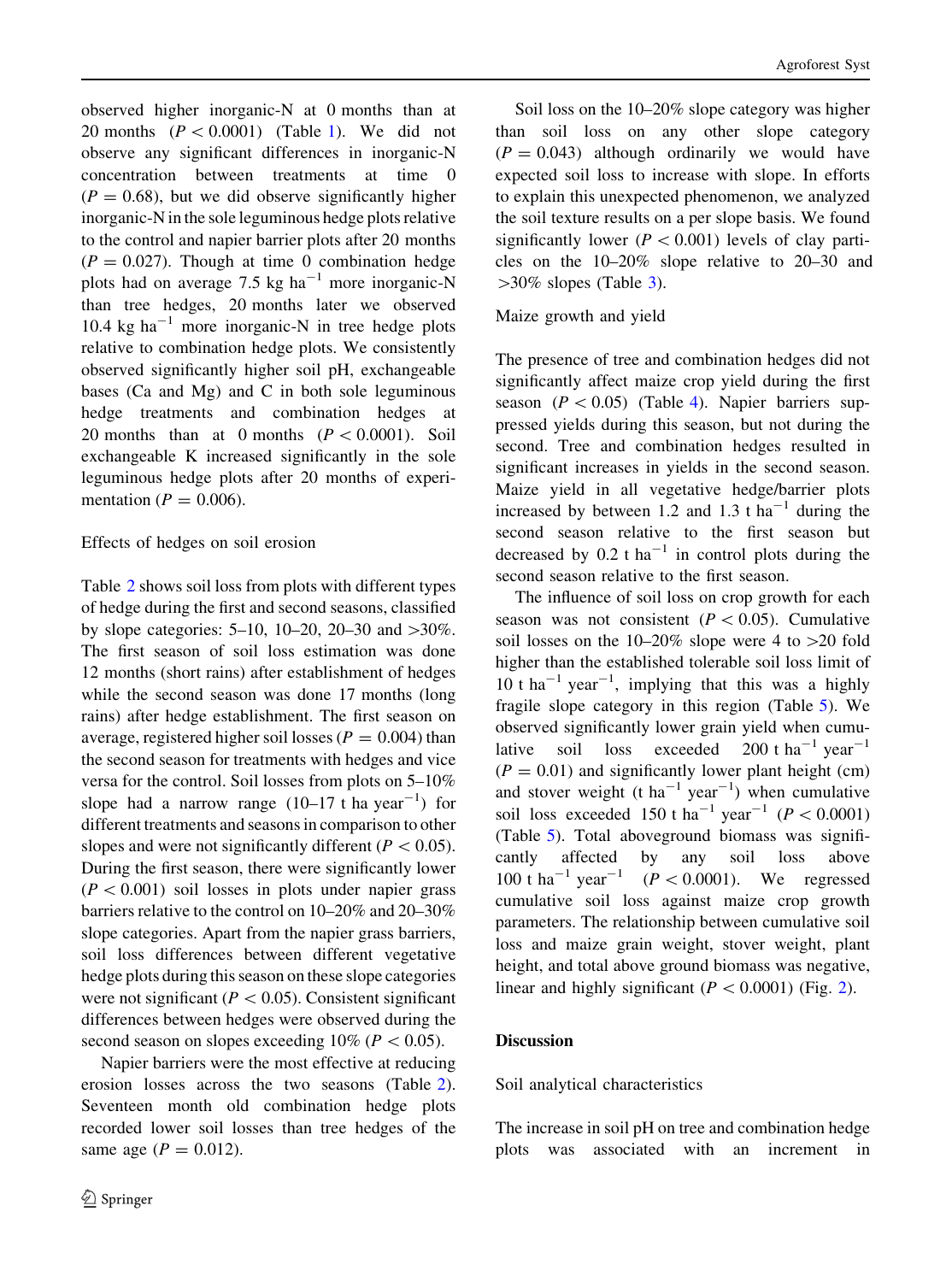observed higher inorganic-N at 0 months than at 20 months ($P < 0.0001$) (Table 1). We did not observe any significant differences in inorganic-N concentration between treatments at time 0 ($P = 0.68$), but we did observe significantly higher inorganic-N in the sole leguminous hedge plots relative to the control and napier barrier plots after 20 months ($P = 0.027$). Though at time 0 combination hedge plots had on average 7.5 kg $ha^{-1}$ more inorganic-N than tree hedges, 20 months later we observed 10.4 kg $ha^{-1}$ more inorganic-N in tree hedge plots relative to combination hedge plots. We consistently observed significantly higher soil pH, exchangeable bases (Ca and Mg) and C in both sole leguminous hedge treatments and combination hedges at 20 months than at 0 months ($P < 0.0001$). Soil exchangeable K increased significantly in the sole leguminous hedge plots after 20 months of experimentation ($P = 0.006$).

Effects of hedges on soil erosion

Table 2 shows soil loss from plots with different types of hedge during the first and second seasons, classified by slope categories: 5–10, 10–20, 20–30 and >30%. The first season of soil loss estimation was done 12 months (short rains) after establishment of hedges while the second season was done 17 months (long rains) after hedge establishment. The first season on average, registered higher soil losses ($P = 0.004$) than the second season for treatments with hedges and vice versa for the control. Soil losses from plots on 5–10% slope had a narrow range (10–17 t ha $year^{-1}$) for different treatments and seasons in comparison to other slopes and were not significantly different ($P < 0.05$). During the first season, there were significantly lower ($P < 0.001$) soil losses in plots under napier grass barriers relative to the control on 10–20% and 20–30% slope categories. Apart from the napier grass barriers, soil loss differences between different vegetative hedge plots during this season on these slope categories were not significant ($P < 0.05$). Consistent significant differences between hedges were observed during the second season on slopes exceeding 10% ($P < 0.05$).

Napier barriers were the most effective at reducing erosion losses across the two seasons (Table 2). Seventeen month old combination hedge plots recorded lower soil losses than tree hedges of the same age ($P = 0.012$).

Soil loss on the 10–20% slope category was higher than soil loss on any other slope category ($P = 0.043$) although ordinarily we would have expected soil loss to increase with slope. In efforts to explain this unexpected phenomenon, we analyzed the soil texture results on a per slope basis. We found significantly lower ($P < 0.001$) levels of clay particles on the 10–20% slope relative to 20–30 and >30% slopes (Table 3).

Maize growth and yield

The presence of tree and combination hedges did not significantly affect maize crop yield during the first season ($P < 0.05$) (Table 4). Napier barriers suppressed yields during this season, but not during the second. Tree and combination hedges resulted in significant increases in yields in the second season. Maize yield in all vegetative hedge/barrier plots increased by between 1.2 and 1.3 t $ha^{-1}$ during the second season relative to the first season but decreased by 0.2 t $ha^{-1}$ in control plots during the second season relative to the first season.

The influence of soil loss on crop growth for each season was not consistent ($P < 0.05$). Cumulative soil losses on the 10–20% slope were 4 to >20 fold higher than the established tolerable soil loss limit of 10 t $ha^{-1}$ $year^{-1}$, implying that this was a highly fragile slope category in this region (Table 5). We observed significantly lower grain yield when cumulative soil loss exceeded 200 t $ha^{-1}$ $year^{-1}$ ($P = 0.01$) and significantly lower plant height (cm) and stover weight (t $ha^{-1}$ $year^{-1}$) when cumulative soil loss exceeded 150 t $ha^{-1}$ $year^{-1}$ ($P < 0.0001$) (Table 5). Total aboveground biomass was significantly affected by any soil loss above 100 t $ha^{-1}$ $year^{-1}$ ($P < 0.0001$). We regressed cumulative soil loss against maize crop growth parameters. The relationship between cumulative soil loss and maize grain weight, stover weight, plant height, and total above ground biomass was negative, linear and highly significant ($P < 0.0001$) (Fig. 2).

## Discussion

Soil analytical characteristics

The increase in soil pH on tree and combination hedge plots was associated with an increment in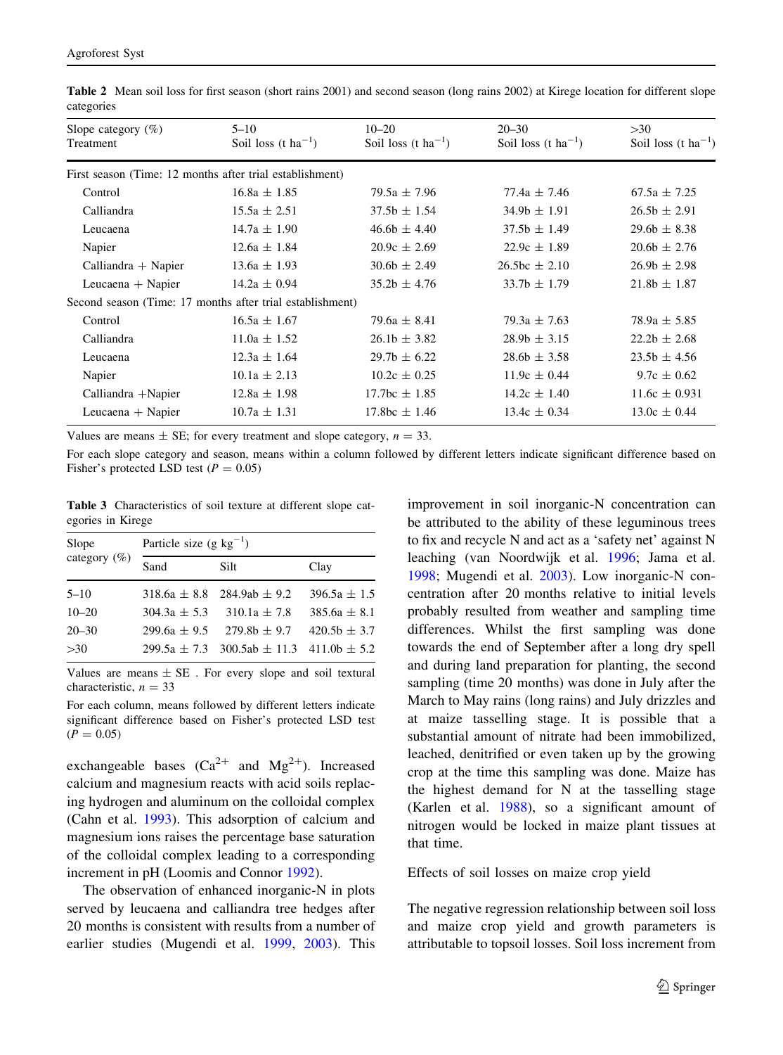**Table 2** Mean soil loss for first season (short rains 2001) and second season (long rains 2002) at Kirege location for different slope categories

| Slope category (%) Treatment | 5–10 Soil loss (t $ha^{-1}$) | 10–20 Soil loss (t $ha^{-1}$) | 20–30 Soil loss (t $ha^{-1}$) | >30 Soil loss (t $ha^{-1}$) |
|---|---|---|---|---|
| First season (Time: 12 months after trial establishment) | | | | |
| Control | 16.8a ± 1.85 | 79.5a ± 7.96 | 77.4a ± 7.46 | 67.5a ± 7.25 |
| Calliandra | 15.5a ± 2.51 | 37.5b ± 1.54 | 34.9b ± 1.91 | 26.5b ± 2.91 |
| Leucaena | 14.7a ± 1.90 | 46.6b ± 4.40 | 37.5b ± 1.49 | 29.6b ± 8.38 |
| Napier | 12.6a ± 1.84 | 20.9c ± 2.69 | 22.9c ± 1.89 | 20.6b ± 2.76 |
| Calliandra + Napier | 13.6a ± 1.93 | 30.6b ± 2.49 | 26.5bc ± 2.10 | 26.9b ± 2.98 |
| Leucaena + Napier | 14.2a ± 0.94 | 35.2b ± 4.76 | 33.7b ± 1.79 | 21.8b ± 1.87 |
| Second season (Time: 17 months after trial establishment) | | | | |
| Control | 16.5a ± 1.67 | 79.6a ± 8.41 | 79.3a ± 7.63 | 78.9a ± 5.85 |
| Calliandra | 11.0a ± 1.52 | 26.1b ± 3.82 | 28.9b ± 3.15 | 22.2b ± 2.68 |
| Leucaena | 12.3a ± 1.64 | 29.7b ± 6.22 | 28.6b ± 3.58 | 23.5b ± 4.56 |
| Napier | 10.1a ± 2.13 | 10.2c ± 0.25 | 11.9c ± 0.44 | 9.7c ± 0.62 |
| Calliandra +Napier | 12.8a ± 1.98 | 17.7bc ± 1.85 | 14.2c ± 1.40 | 11.6c ± 0.931 |
| Leucaena + Napier | 10.7a ± 1.31 | 17.8bc ± 1.46 | 13.4c ± 0.34 | 13.0c ± 0.44 |

Values are means ± SE; for every treatment and slope category, $n = 33$.

For each slope category and season, means within a column followed by different letters indicate significant difference based on Fisher's protected LSD test ($P = 0.05$)

**Table 3** Characteristics of soil texture at different slope categories in Kirege

| Slope category (%) | Particle size (g $kg^{-1}$) | | |
|---|---|---|---|
| | Sand | Silt | Clay |
| 5–10 | 318.6a ± 8.8 | 284.9ab ± 9.2 | 396.5a ± 1.5 |
| 10–20 | 304.3a ± 5.3 | 310.1a ± 7.8 | 385.6a ± 8.1 |
| 20–30 | 299.6a ± 9.5 | 279.8b ± 9.7 | 420.5b ± 3.7 |
| >30 | 299.5a ± 7.3 | 300.5ab ± 11.3 | 411.0b ± 5.2 |

Values are means ± SE . For every slope and soil textural characteristic, $n = 33$

For each column, means followed by different letters indicate significant difference based on Fisher's protected LSD test ($P = 0.05$)

exchangeable bases ($Ca^{2+}$ and $Mg^{2+}$). Increased calcium and magnesium reacts with acid soils replacing hydrogen and aluminum on the colloidal complex (Cahn et al. 1993). This adsorption of calcium and magnesium ions raises the percentage base saturation of the colloidal complex leading to a corresponding increment in pH (Loomis and Connor 1992).

The observation of enhanced inorganic-N in plots served by leucaena and calliandra tree hedges after 20 months is consistent with results from a number of earlier studies (Mugendi et al. 1999, 2003). This improvement in soil inorganic-N concentration can be attributed to the ability of these leguminous trees to fix and recycle N and act as a 'safety net' against N leaching (van Noordwijk et al. 1996; Jama et al. 1998; Mugendi et al. 2003). Low inorganic-N concentration after 20 months relative to initial levels probably resulted from weather and sampling time differences. Whilst the first sampling was done towards the end of September after a long dry spell and during land preparation for planting, the second sampling (time 20 months) was done in July after the March to May rains (long rains) and July drizzles and at maize tasselling stage. It is possible that a substantial amount of nitrate had been immobilized, leached, denitrified or even taken up by the growing crop at the time this sampling was done. Maize has the highest demand for N at the tasselling stage (Karlen et al. 1988), so a significant amount of nitrogen would be locked in maize plant tissues at that time.

### Effects of soil losses on maize crop yield

The negative regression relationship between soil loss and maize crop yield and growth parameters is attributable to topsoil losses. Soil loss increment from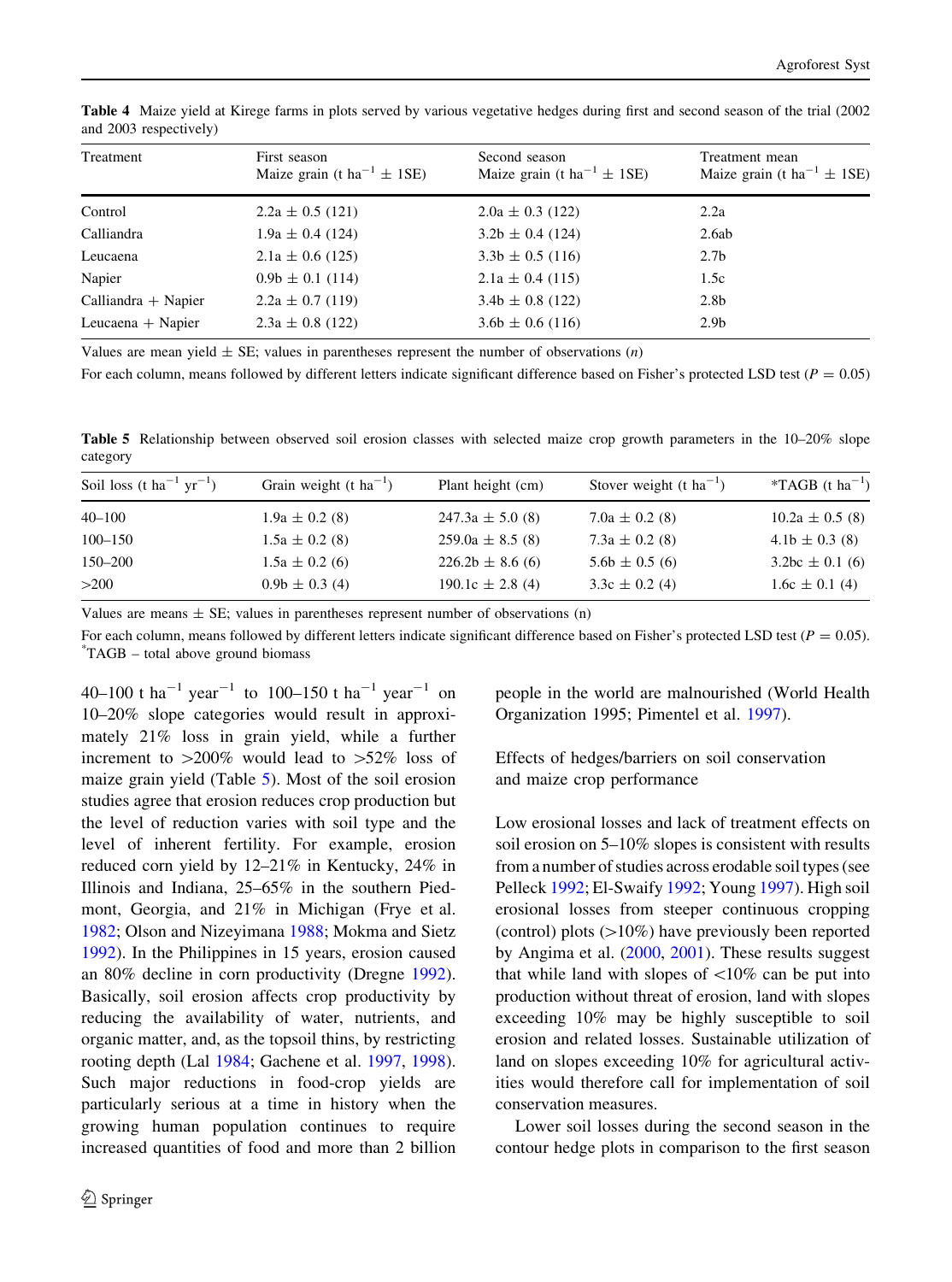**Table 4** Maize yield at Kirege farms in plots served by various vegetative hedges during first and second season of the trial (2002 and 2003 respectively)

| Treatment | First season Maize grain (t ha$^{-1}$ ± 1SE) | Second season Maize grain (t ha$^{-1}$ ± 1SE) | Treatment mean Maize grain (t ha$^{-1}$ ± 1SE) |
|---|---|---|---|
| Control | 2.2a ± 0.5 (121) | 2.0a ± 0.3 (122) | 2.2a |
| Calliandra | 1.9a ± 0.4 (124) | 3.2b ± 0.4 (124) | 2.6ab |
| Leucaena | 2.1a ± 0.6 (125) | 3.3b ± 0.5 (116) | 2.7b |
| Napier | 0.9b ± 0.1 (114) | 2.1a ± 0.4 (115) | 1.5c |
| Calliandra + Napier | 2.2a ± 0.7 (119) | 3.4b ± 0.8 (122) | 2.8b |
| Leucaena + Napier | 2.3a ± 0.8 (122) | 3.6b ± 0.6 (116) | 2.9b |

Values are mean yield ± SE; values in parentheses represent the number of observations (*n*)

For each column, means followed by different letters indicate significant difference based on Fisher's protected LSD test ($P = 0.05$)

**Table 5** Relationship between observed soil erosion classes with selected maize crop growth parameters in the 10–20% slope category

| Soil loss (t ha$^{-1}$ yr$^{-1}$) | Grain weight (t ha$^{-1}$) | Plant height (cm) | Stover weight (t ha$^{-1}$) | *TAGB (t ha$^{-1}$) |
|---|---|---|---|---|
| 40–100 | 1.9a ± 0.2 (8) | 247.3a ± 5.0 (8) | 7.0a ± 0.2 (8) | 10.2a ± 0.5 (8) |
| 100–150 | 1.5a ± 0.2 (8) | 259.0a ± 8.5 (8) | 7.3a ± 0.2 (8) | 4.1b ± 0.3 (8) |
| 150–200 | 1.5a ± 0.2 (6) | 226.2b ± 8.6 (6) | 5.6b ± 0.5 (6) | 3.2bc ± 0.1 (6) |
| >200 | 0.9b ± 0.3 (4) | 190.1c ± 2.8 (4) | 3.3c ± 0.2 (4) | 1.6c ± 0.1 (4) |

Values are means ± SE; values in parentheses represent number of observations (n)

For each column, means followed by different letters indicate significant difference based on Fisher's protected LSD test ($P = 0.05$).
*TAGB – total above ground biomass

40–100 t ha$^{-1}$ year$^{-1}$ to 100–150 t ha$^{-1}$ year$^{-1}$ on 10–20% slope categories would result in approximately 21% loss in grain yield, while a further increment to >200% would lead to >52% loss of maize grain yield (Table 5). Most of the soil erosion studies agree that erosion reduces crop production but the level of reduction varies with soil type and the level of inherent fertility. For example, erosion reduced corn yield by 12–21% in Kentucky, 24% in Illinois and Indiana, 25–65% in the southern Piedmont, Georgia, and 21% in Michigan (Frye et al. 1982; Olson and Nizeyimana 1988; Mokma and Sietz 1992). In the Philippines in 15 years, erosion caused an 80% decline in corn productivity (Dregne 1992). Basically, soil erosion affects crop productivity by reducing the availability of water, nutrients, and organic matter, and, as the topsoil thins, by restricting rooting depth (Lal 1984; Gachene et al. 1997, 1998). Such major reductions in food-crop yields are particularly serious at a time in history when the growing human population continues to require increased quantities of food and more than 2 billion people in the world are malnourished (World Health Organization 1995; Pimentel et al. 1997).

### Effects of hedges/barriers on soil conservation and maize crop performance

Low erosional losses and lack of treatment effects on soil erosion on 5–10% slopes is consistent with results from a number of studies across erodable soil types (see Pelleck 1992; El-Swaify 1992; Young 1997). High soil erosional losses from steeper continuous cropping (control) plots (>10%) have previously been reported by Angima et al. (2000, 2001). These results suggest that while land with slopes of <10% can be put into production without threat of erosion, land with slopes exceeding 10% may be highly susceptible to soil erosion and related losses. Sustainable utilization of land on slopes exceeding 10% for agricultural activities would therefore call for implementation of soil conservation measures.

Lower soil losses during the second season in the contour hedge plots in comparison to the first season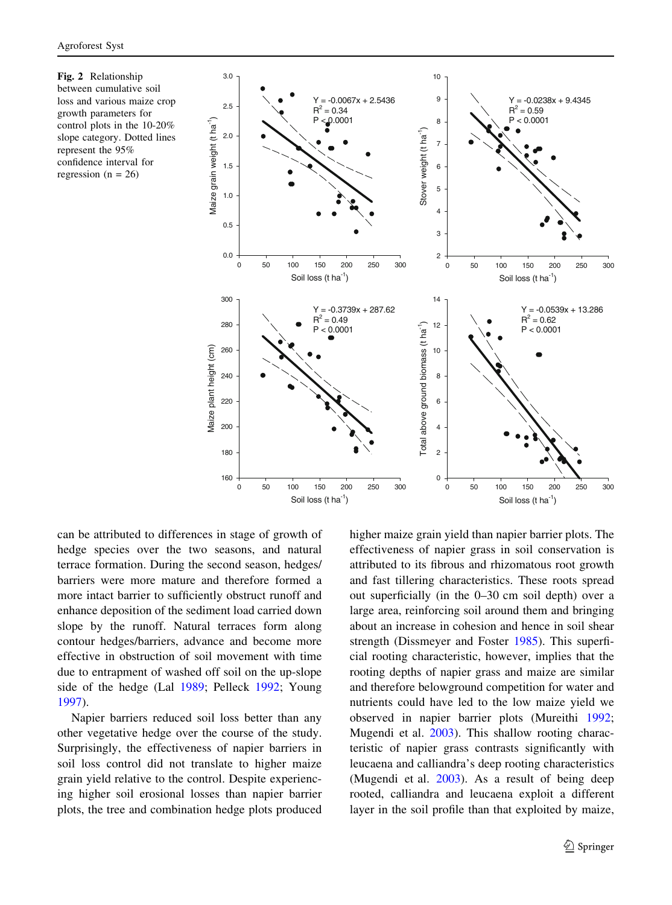**Fig. 2** Relationship between cumulative soil loss and various maize crop growth parameters for control plots in the 10-20% slope category. Dotted lines represent the 95% confidence interval for regression (n = 26)

can be attributed to differences in stage of growth of hedge species over the two seasons, and natural terrace formation. During the second season, hedges/barriers were more mature and therefore formed a more intact barrier to sufficiently obstruct runoff and enhance deposition of the sediment load carried down slope by the runoff. Natural terraces form along contour hedges/barriers, advance and become more effective in obstruction of soil movement with time due to entrapment of washed off soil on the up-slope side of the hedge (Lal 1989; Pelleck 1992; Young 1997).

Napier barriers reduced soil loss better than any other vegetative hedge over the course of the study. Surprisingly, the effectiveness of napier barriers in soil loss control did not translate to higher maize grain yield relative to the control. Despite experiencing higher soil erosional losses than napier barrier plots, the tree and combination hedge plots produced higher maize grain yield than napier barrier plots. The effectiveness of napier grass in soil conservation is attributed to its fibrous and rhizomatous root growth and fast tillering characteristics. These roots spread out superficially (in the 0–30 cm soil depth) over a large area, reinforcing soil around them and bringing about an increase in cohesion and hence in soil shear strength (Dissmeyer and Foster 1985). This superficial rooting characteristic, however, implies that the rooting depths of napier grass and maize are similar and therefore belowground competition for water and nutrients could have led to the low maize yield we observed in napier barrier plots (Mureithi 1992; Mugendi et al. 2003). This shallow rooting characteristic of napier grass contrasts significantly with leucaena and calliandra's deep rooting characteristics (Mugendi et al. 2003). As a result of being deep rooted, calliandra and leucaena exploit a different layer in the soil profile than that exploited by maize,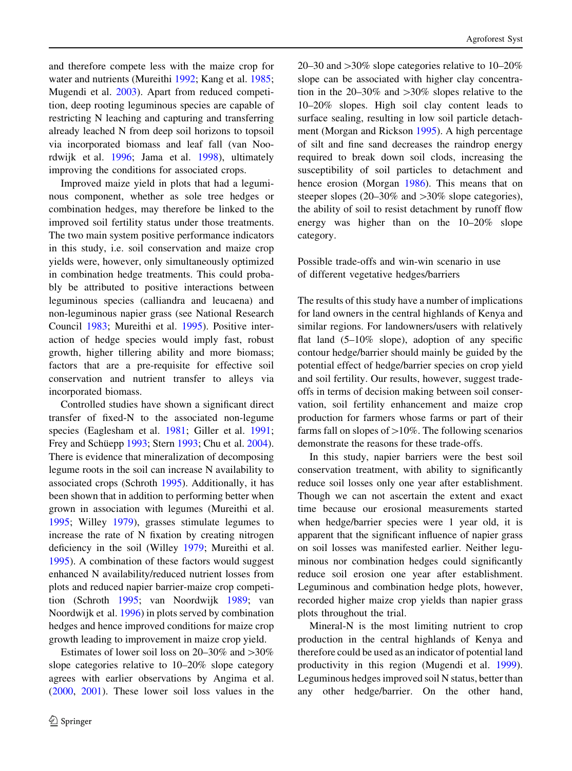and therefore compete less with the maize crop for water and nutrients (Mureithi 1992; Kang et al. 1985; Mugendi et al. 2003). Apart from reduced competition, deep rooting leguminous species are capable of restricting N leaching and capturing and transferring already leached N from deep soil horizons to topsoil via incorporated biomass and leaf fall (van Noordwijk et al. 1996; Jama et al. 1998), ultimately improving the conditions for associated crops.

Improved maize yield in plots that had a leguminous component, whether as sole tree hedges or combination hedges, may therefore be linked to the improved soil fertility status under those treatments. The two main system positive performance indicators in this study, i.e. soil conservation and maize crop yields were, however, only simultaneously optimized in combination hedge treatments. This could probably be attributed to positive interactions between leguminous species (calliandra and leucaena) and non-leguminous napier grass (see National Research Council 1983; Mureithi et al. 1995). Positive interaction of hedge species would imply fast, robust growth, higher tillering ability and more biomass; factors that are a pre-requisite for effective soil conservation and nutrient transfer to alleys via incorporated biomass.

Controlled studies have shown a significant direct transfer of fixed-N to the associated non-legume species (Eaglesham et al. 1981; Giller et al. 1991; Frey and Schüepp 1993; Stern 1993; Chu et al. 2004). There is evidence that mineralization of decomposing legume roots in the soil can increase N availability to associated crops (Schroth 1995). Additionally, it has been shown that in addition to performing better when grown in association with legumes (Mureithi et al. 1995; Willey 1979), grasses stimulate legumes to increase the rate of N fixation by creating nitrogen deficiency in the soil (Willey 1979; Mureithi et al. 1995). A combination of these factors would suggest enhanced N availability/reduced nutrient losses from plots and reduced napier barrier-maize crop competition (Schroth 1995; van Noordwijk 1989; van Noordwijk et al. 1996) in plots served by combination hedges and hence improved conditions for maize crop growth leading to improvement in maize crop yield.

Estimates of lower soil loss on 20–30% and >30% slope categories relative to 10–20% slope category agrees with earlier observations by Angima et al. (2000, 2001). These lower soil loss values in the 20–30 and >30% slope categories relative to 10–20% slope can be associated with higher clay concentration in the 20–30% and >30% slopes relative to the 10–20% slopes. High soil clay content leads to surface sealing, resulting in low soil particle detachment (Morgan and Rickson 1995). A high percentage of silt and fine sand decreases the raindrop energy required to break down soil clods, increasing the susceptibility of soil particles to detachment and hence erosion (Morgan 1986). This means that on steeper slopes (20–30% and >30% slope categories), the ability of soil to resist detachment by runoff flow energy was higher than on the 10–20% slope category.

## Possible trade-offs and win-win scenario in use of different vegetative hedges/barriers

The results of this study have a number of implications for land owners in the central highlands of Kenya and similar regions. For landowners/users with relatively flat land (5–10% slope), adoption of any specific contour hedge/barrier should mainly be guided by the potential effect of hedge/barrier species on crop yield and soil fertility. Our results, however, suggest trade-offs in terms of decision making between soil conservation, soil fertility enhancement and maize crop production for farmers whose farms or part of their farms fall on slopes of >10%. The following scenarios demonstrate the reasons for these trade-offs.

In this study, napier barriers were the best soil conservation treatment, with ability to significantly reduce soil losses only one year after establishment. Though we can not ascertain the extent and exact time because our erosional measurements started when hedge/barrier species were 1 year old, it is apparent that the significant influence of napier grass on soil losses was manifested earlier. Neither leguminous nor combination hedges could significantly reduce soil erosion one year after establishment. Leguminous and combination hedge plots, however, recorded higher maize crop yields than napier grass plots throughout the trial.

Mineral-N is the most limiting nutrient to crop production in the central highlands of Kenya and therefore could be used as an indicator of potential land productivity in this region (Mugendi et al. 1999). Leguminous hedges improved soil N status, better than any other hedge/barrier. On the other hand,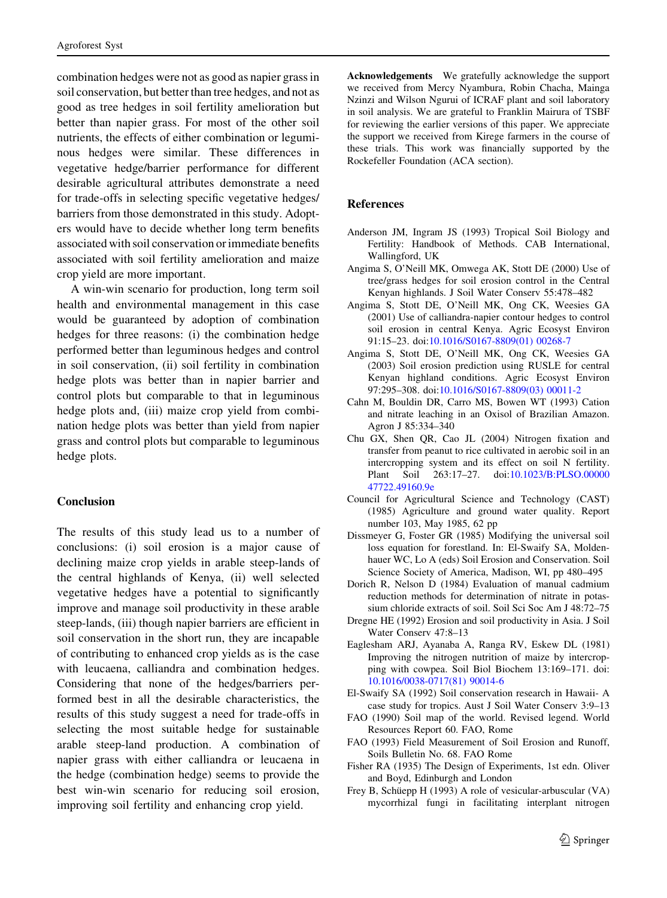combination hedges were not as good as napier grass in soil conservation, but better than tree hedges, and not as good as tree hedges in soil fertility amelioration but better than napier grass. For most of the other soil nutrients, the effects of either combination or leguminous hedges were similar. These differences in vegetative hedge/barrier performance for different desirable agricultural attributes demonstrate a need for trade-offs in selecting specific vegetative hedges/barriers from those demonstrated in this study. Adopters would have to decide whether long term benefits associated with soil conservation or immediate benefits associated with soil fertility amelioration and maize crop yield are more important.

A win-win scenario for production, long term soil health and environmental management in this case would be guaranteed by adoption of combination hedges for three reasons: (i) the combination hedge performed better than leguminous hedges and control in soil conservation, (ii) soil fertility in combination hedge plots was better than in napier barrier and control plots but comparable to that in leguminous hedge plots and, (iii) maize crop yield from combination hedge plots was better than yield from napier grass and control plots but comparable to leguminous hedge plots.

## Conclusion

The results of this study lead us to a number of conclusions: (i) soil erosion is a major cause of declining maize crop yields in arable steep-lands of the central highlands of Kenya, (ii) well selected vegetative hedges have a potential to significantly improve and manage soil productivity in these arable steep-lands, (iii) though napier barriers are efficient in soil conservation in the short run, they are incapable of contributing to enhanced crop yields as is the case with leucaena, calliandra and combination hedges. Considering that none of the hedges/barriers performed best in all the desirable characteristics, the results of this study suggest a need for trade-offs in selecting the most suitable hedge for sustainable arable steep-land production. A combination of napier grass with either calliandra or leucaena in the hedge (combination hedge) seems to provide the best win-win scenario for reducing soil erosion, improving soil fertility and enhancing crop yield.

**Acknowledgements** We gratefully acknowledge the support we received from Mercy Nyambura, Robin Chacha, Mainga Nzinzi and Wilson Ngurui of ICRAF plant and soil laboratory in soil analysis. We are grateful to Franklin Mairura of TSBF for reviewing the earlier versions of this paper. We appreciate the support we received from Kirege farmers in the course of these trials. This work was financially supported by the Rockefeller Foundation (ACA section).

## References

Anderson JM, Ingram JS (1993) Tropical Soil Biology and Fertility: Handbook of Methods. CAB International, Wallingford, UK

Angima S, O'Neill MK, Omwega AK, Stott DE (2000) Use of tree/grass hedges for soil erosion control in the Central Kenyan highlands. J Soil Water Conserv 55:478–482

Angima S, Stott DE, O'Neill MK, Ong CK, Weesies GA (2001) Use of calliandra-napier contour hedges to control soil erosion in central Kenya. Agric Ecosyst Environ 91:15–23. doi:10.1016/S0167-8809(01) 00268-7

Angima S, Stott DE, O'Neill MK, Ong CK, Weesies GA (2003) Soil erosion prediction using RUSLE for central Kenyan highland conditions. Agric Ecosyst Environ 97:295–308. doi:10.1016/S0167-8809(03) 00011-2

Cahn M, Bouldin DR, Carro MS, Bowen WT (1993) Cation and nitrate leaching in an Oxisol of Brazilian Amazon. Agron J 85:334–340

Chu GX, Shen QR, Cao JL (2004) Nitrogen fixation and transfer from peanut to rice cultivated in aerobic soil in an intercropping system and its effect on soil N fertility. Plant Soil 263:17–27. doi:10.1023/B:PLSO.0000047722.49160.9e

Council for Agricultural Science and Technology (CAST) (1985) Agriculture and ground water quality. Report number 103, May 1985, 62 pp

Dissmeyer G, Foster GR (1985) Modifying the universal soil loss equation for forestland. In: El-Swaify SA, Moldenhauer WC, Lo A (eds) Soil Erosion and Conservation. Soil Science Society of America, Madison, WI, pp 480–495

Dorich R, Nelson D (1984) Evaluation of manual cadmium reduction methods for determination of nitrate in potassium chloride extracts of soil. Soil Sci Soc Am J 48:72–75

Dregne HE (1992) Erosion and soil productivity in Asia. J Soil Water Conserv 47:8–13

Eaglesham ARJ, Ayanaba A, Ranga RV, Eskew DL (1981) Improving the nitrogen nutrition of maize by intercropping with cowpea. Soil Biol Biochem 13:169–171. doi:10.1016/0038-0717(81) 90014-6

El-Swaify SA (1992) Soil conservation research in Hawaii- A case study for tropics. Aust J Soil Water Conserv 3:9–13

FAO (1990) Soil map of the world. Revised legend. World Resources Report 60. FAO, Rome

FAO (1993) Field Measurement of Soil Erosion and Runoff, Soils Bulletin No. 68. FAO Rome

Fisher RA (1935) The Design of Experiments, 1st edn. Oliver and Boyd, Edinburgh and London

Frey B, Schüepp H (1993) A role of vesicular-arbuscular (VA) mycorrhizal fungi in facilitating interplant nitrogen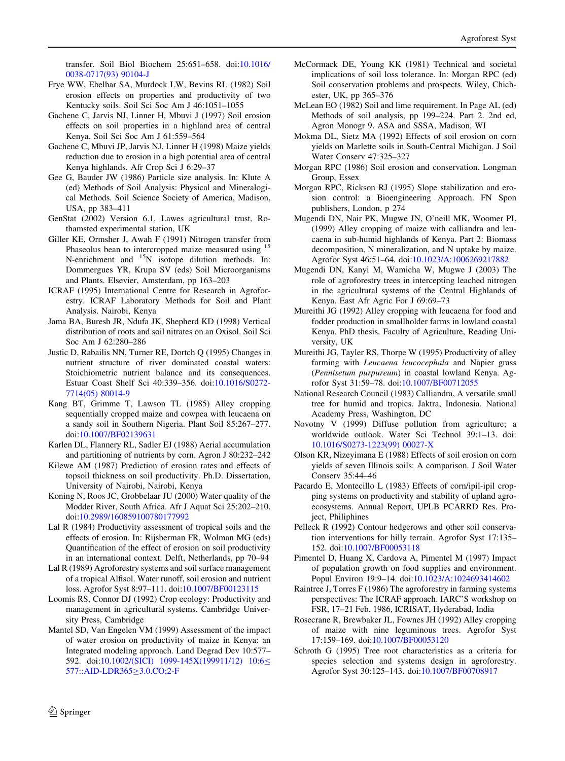transfer. Soil Biol Biochem 25:651–658. doi:10.1016/0038-0717(93) 90104-J

Frye WW, Ebelhar SA, Murdock LW, Bevins RL (1982) Soil erosion effects on properties and productivity of two Kentucky soils. Soil Sci Soc Am J 46:1051–1055

Gachene C, Jarvis NJ, Linner H, Mbuvi J (1997) Soil erosion effects on soil properties in a highland area of central Kenya. Soil Sci Soc Am J 61:559–564

Gachene C, Mbuvi JP, Jarvis NJ, Linner H (1998) Maize yields reduction due to erosion in a high potential area of central Kenya highlands. Afr Crop Sci J 6:29–37

Gee G, Bauder JW (1986) Particle size analysis. In: Klute A (ed) Methods of Soil Analysis: Physical and Mineralogical Methods. Soil Science Society of America, Madison, USA, pp 383–411

GenStat (2002) Version 6.1, Lawes agricultural trust, Rothamsted experimental station, UK

Giller KE, Ormsher J, Awah F (1991) Nitrogen transfer from Phaseolus bean to intercropped maize measured using $^{15}$N-enrichment and $^{15}$N isotope dilution methods. In: Dommergues YR, Krupa SV (eds) Soil Microorganisms and Plants. Elsevier, Amsterdam, pp 163–203

ICRAF (1995) International Centre for Research in Agroforestry. ICRAF Laboratory Methods for Soil and Plant Analysis. Nairobi, Kenya

Jama BA, Buresh JR, Ndufa JK, Shepherd KD (1998) Vertical distribution of roots and soil nitrates on an Oxisol. Soil Sci Soc Am J 62:280–286

Justic D, Rabailis NN, Turner RE, Dortch Q (1995) Changes in nutrient structure of river dominated coastal waters: Stoichiometric nutrient balance and its consequences. Estuar Coast Shelf Sci 40:339–356. doi:10.1016/S0272-7714(05) 80014-9

Kang BT, Grimme T, Lawson TL (1985) Alley cropping sequentially cropped maize and cowpea with leucaena on a sandy soil in Southern Nigeria. Plant Soil 85:267–277. doi:10.1007/BF02139631

Karlen DL, Flannery RL, Sadler EJ (1988) Aerial accumulation and partitioning of nutrients by corn. Agron J 80:232–242

Kilewe AM (1987) Prediction of erosion rates and effects of topsoil thickness on soil productivity. Ph.D. Dissertation, University of Nairobi, Nairobi, Kenya

Koning N, Roos JC, Grobbelaar JU (2000) Water quality of the Modder River, South Africa. Afr J Aquat Sci 25:202–210. doi:10.2989/160859100780177992

Lal R (1984) Productivity assessment of tropical soils and the effects of erosion. In: Rijsberman FR, Wolman MG (eds) Quantification of the effect of erosion on soil productivity in an international context. Delft, Netherlands, pp 70–94

Lal R (1989) Agroforestry systems and soil surface management of a tropical Alfisol. Water runoff, soil erosion and nutrient loss. Agrofor Syst 8:97–111. doi:10.1007/BF00123115

Loomis RS, Connor DJ (1992) Crop ecology: Productivity and management in agricultural systems. Cambridge University Press, Cambridge

Mantel SD, Van Engelen VM (1999) Assessment of the impact of water erosion on productivity of maize in Kenya: an Integrated modeling approach. Land Degrad Dev 10:577–592. doi:10.1002/(SICI) 1099-145X(199911/12) 10:6≤577::AID-LDR365≥3.0.CO;2-F

McCormack DE, Young KK (1981) Technical and societal implications of soil loss tolerance. In: Morgan RPC (ed) Soil conservation problems and prospects. Wiley, Chichester, UK, pp 365–376

McLean EO (1982) Soil and lime requirement. In Page AL (ed) Methods of soil analysis, pp 199–224. Part 2. 2nd ed, Agron Monogr 9. ASA and SSSA, Madison, WI

Mokma DL, Sietz MA (1992) Effects of soil erosion on corn yields on Marlette soils in South-Central Michigan. J Soil Water Conserv 47:325–327

Morgan RPC (1986) Soil erosion and conservation. Longman Group, Essex

Morgan RPC, Rickson RJ (1995) Slope stabilization and erosion control: a Bioengineering Approach. FN Spon publishers, London, p 274

Mugendi DN, Nair PK, Mugwe JN, O'neill MK, Woomer PL (1999) Alley cropping of maize with calliandra and leucaena in sub-humid highlands of Kenya. Part 2: Biomass decomposition, N mineralization, and N uptake by maize. Agrofor Syst 46:51–64. doi:10.1023/A:1006269217882

Mugendi DN, Kanyi M, Wamicha W, Mugwe J (2003) The role of agroforestry trees in intercepting leached nitrogen in the agricultural systems of the Central Highlands of Kenya. East Afr Agric For J 69:69–73

Mureithi JG (1992) Alley cropping with leucaena for food and fodder production in smallholder farms in lowland coastal Kenya. PhD thesis, Faculty of Agriculture, Reading University, UK

Mureithi JG, Tayler RS, Thorpe W (1995) Productivity of alley farming with *Leucaena leucocephala* and Napier grass (*Pennisetum purpureum*) in coastal lowland Kenya. Agrofor Syst 31:59–78. doi:10.1007/BF00712055

National Research Council (1983) Calliandra, A versatile small tree for humid and tropics. Jaktra, Indonesia. National Academy Press, Washington, DC

Novotny V (1999) Diffuse pollution from agriculture; a worldwide outlook. Water Sci Technol 39:1–13. doi:10.1016/S0273-1223(99) 00027-X

Olson KR, Nizeyimana E (1988) Effects of soil erosion on corn yields of seven Illinois soils: A comparison. J Soil Water Conserv 35:44–46

Pacardo E, Montecillo L (1983) Effects of corn/ipil-ipil cropping systems on productivity and stability of upland agroecosystems. Annual Report, UPLB PCARRD Res. Project, Philiphines

Pelleck R (1992) Contour hedgerows and other soil conservation interventions for hilly terrain. Agrofor Syst 17:135–152. doi:10.1007/BF00053118

Pimentel D, Huang X, Cardova A, Pimentel M (1997) Impact of population growth on food supplies and environment. Popul Environ 19:9–14. doi:10.1023/A:1024693414602

Raintree J, Torres F (1986) The agroforestry in farming systems perspectives: The ICRAF approach. IARC'S workshop on FSR, 17–21 Feb. 1986, ICRISAT, Hyderabad, India

Rosecrane R, Brewbaker JL, Fownes JH (1992) Alley cropping of maize with nine leguminous trees. Agrofor Syst 17:159–169. doi:10.1007/BF00053120

Schroth G (1995) Tree root characteristics as a criteria for species selection and systems design in agroforestry. Agrofor Syst 30:125–143. doi:10.1007/BF00708917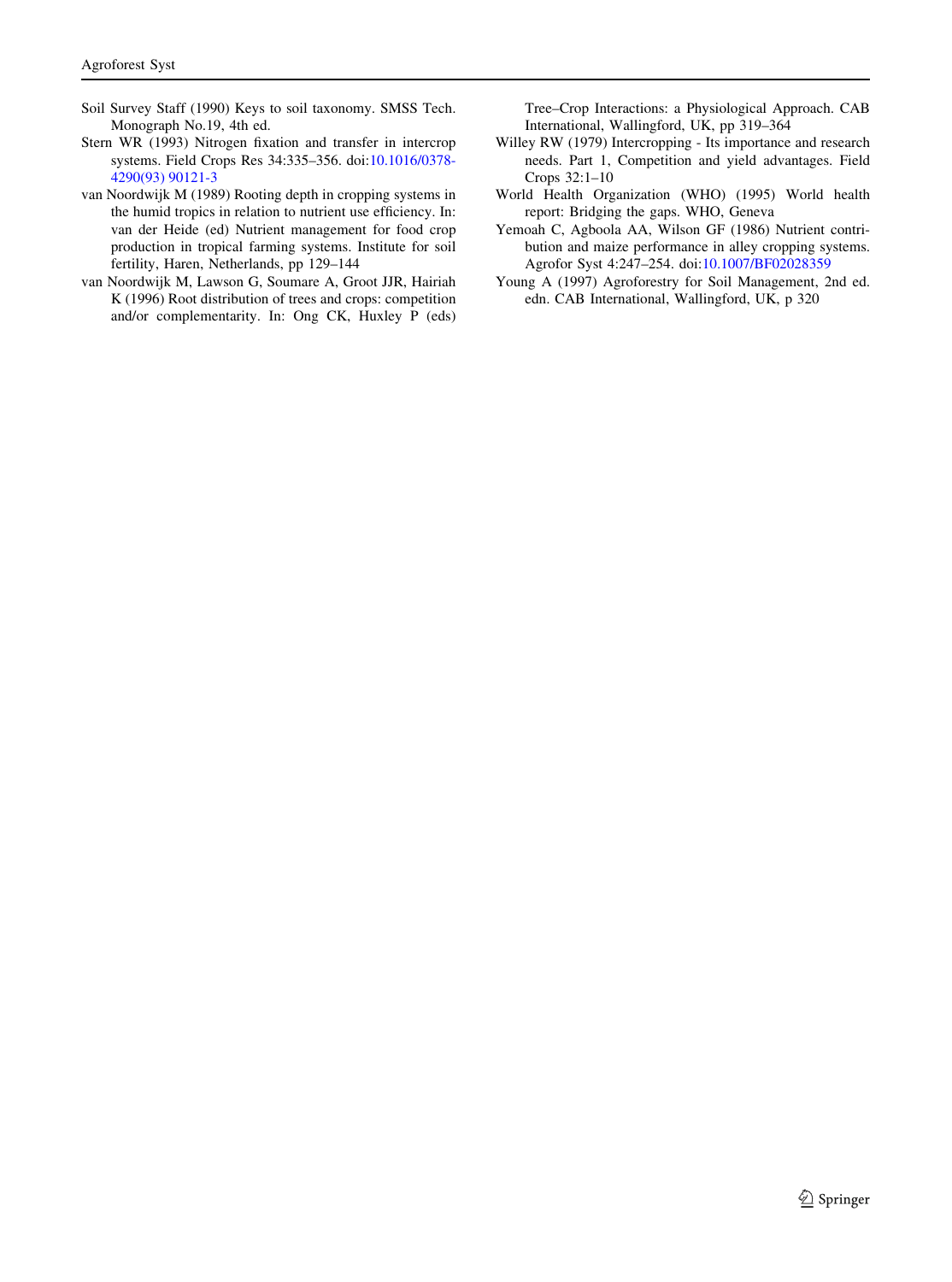Soil Survey Staff (1990) Keys to soil taxonomy. SMSS Tech. Monograph No.19, 4th ed.

Stern WR (1993) Nitrogen fixation and transfer in intercrop systems. Field Crops Res 34:335–356. doi:10.1016/0378-4290(93) 90121-3

van Noordwijk M (1989) Rooting depth in cropping systems in the humid tropics in relation to nutrient use efficiency. In: van der Heide (ed) Nutrient management for food crop production in tropical farming systems. Institute for soil fertility, Haren, Netherlands, pp 129–144

van Noordwijk M, Lawson G, Soumare A, Groot JJR, Hairiah K (1996) Root distribution of trees and crops: competition and/or complementarity. In: Ong CK, Huxley P (eds) Tree–Crop Interactions: a Physiological Approach. CAB International, Wallingford, UK, pp 319–364

Willey RW (1979) Intercropping - Its importance and research needs. Part 1, Competition and yield advantages. Field Crops 32:1–10

World Health Organization (WHO) (1995) World health report: Bridging the gaps. WHO, Geneva

Yemoah C, Agboola AA, Wilson GF (1986) Nutrient contribution and maize performance in alley cropping systems. Agrofor Syst 4:247–254. doi:10.1007/BF02028359

Young A (1997) Agroforestry for Soil Management, 2nd ed. edn. CAB International, Wallingford, UK, p 320